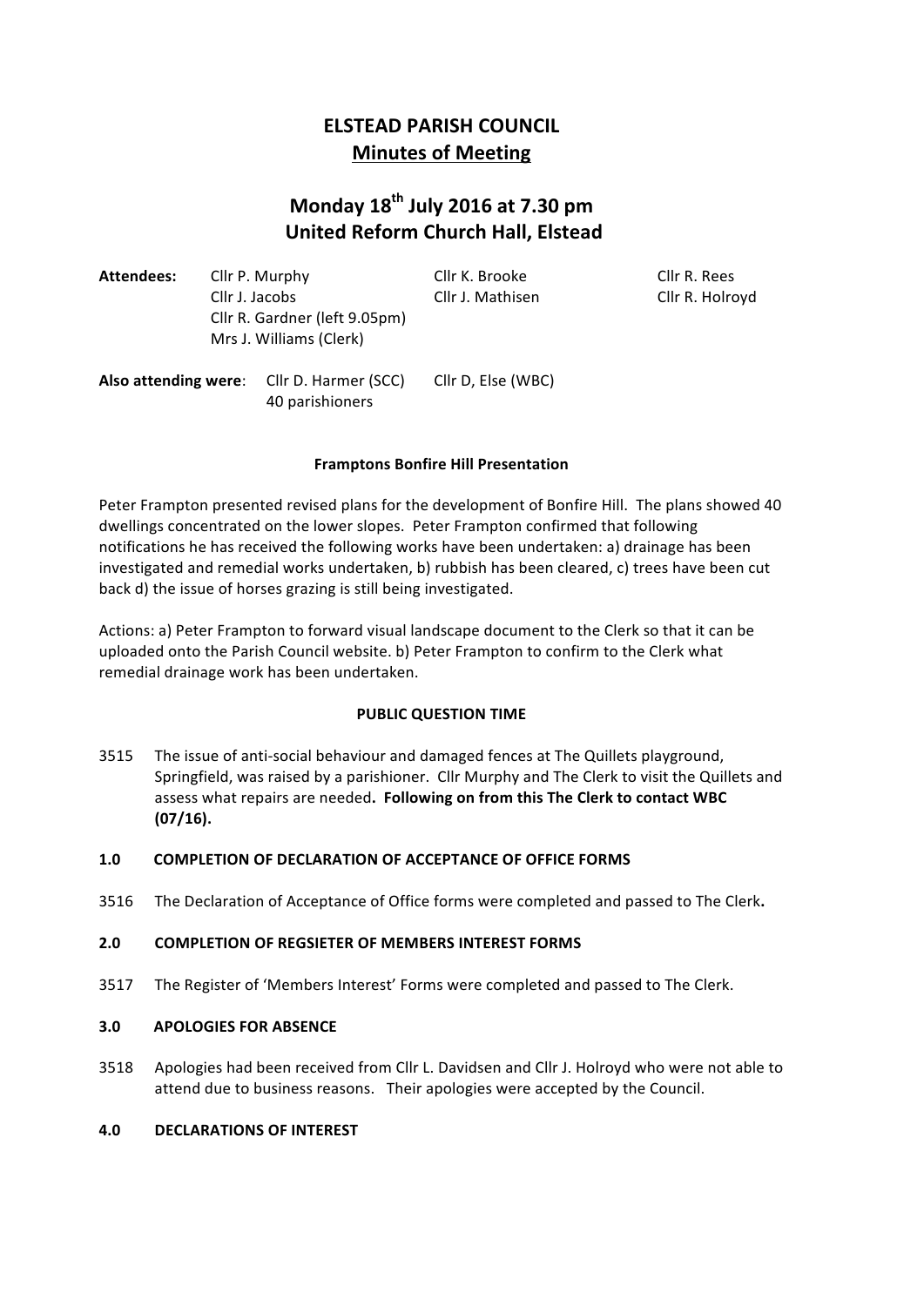# ELSTEAD PARISH COUNCIL
## Minutes of Meeting

## Monday 18th July 2016 at 7.30 pm
## United Reform Church Hall, Elstead

**Attendees:** Cllr P. Murphy, Cllr K. Brooke, Cllr R. Rees, Cllr J. Jacobs, Cllr J. Mathisen, Cllr R. Holroyd, Cllr R. Gardner (left 9.05pm), Mrs J. Williams (Clerk)

**Also attending were**: Cllr D. Harmer (SCC), Cllr D, Else (WBC), 40 parishioners

**Framptons Bonfire Hill Presentation**

Peter Frampton presented revised plans for the development of Bonfire Hill. The plans showed 40 dwellings concentrated on the lower slopes. Peter Frampton confirmed that following notifications he has received the following works have been undertaken: a) drainage has been investigated and remedial works undertaken, b) rubbish has been cleared, c) trees have been cut back d) the issue of horses grazing is still being investigated.

Actions: a) Peter Frampton to forward visual landscape document to the Clerk so that it can be uploaded onto the Parish Council website. b) Peter Frampton to confirm to the Clerk what remedial drainage work has been undertaken.

**PUBLIC QUESTION TIME**

3515 The issue of anti-social behaviour and damaged fences at The Quillets playground, Springfield, was raised by a parishioner. Cllr Murphy and The Clerk to visit the Quillets and assess what repairs are needed**. Following on from this The Clerk to contact WBC (07/16).**

**1.0 COMPLETION OF DECLARATION OF ACCEPTANCE OF OFFICE FORMS**

3516 The Declaration of Acceptance of Office forms were completed and passed to The Clerk**.**

**2.0 COMPLETION OF REGSIETER OF MEMBERS INTEREST FORMS**

3517 The Register of 'Members Interest' Forms were completed and passed to The Clerk.

**3.0 APOLOGIES FOR ABSENCE**

3518 Apologies had been received from Cllr L. Davidsen and Cllr J. Holroyd who were not able to attend due to business reasons. Their apologies were accepted by the Council.

**4.0 DECLARATIONS OF INTEREST**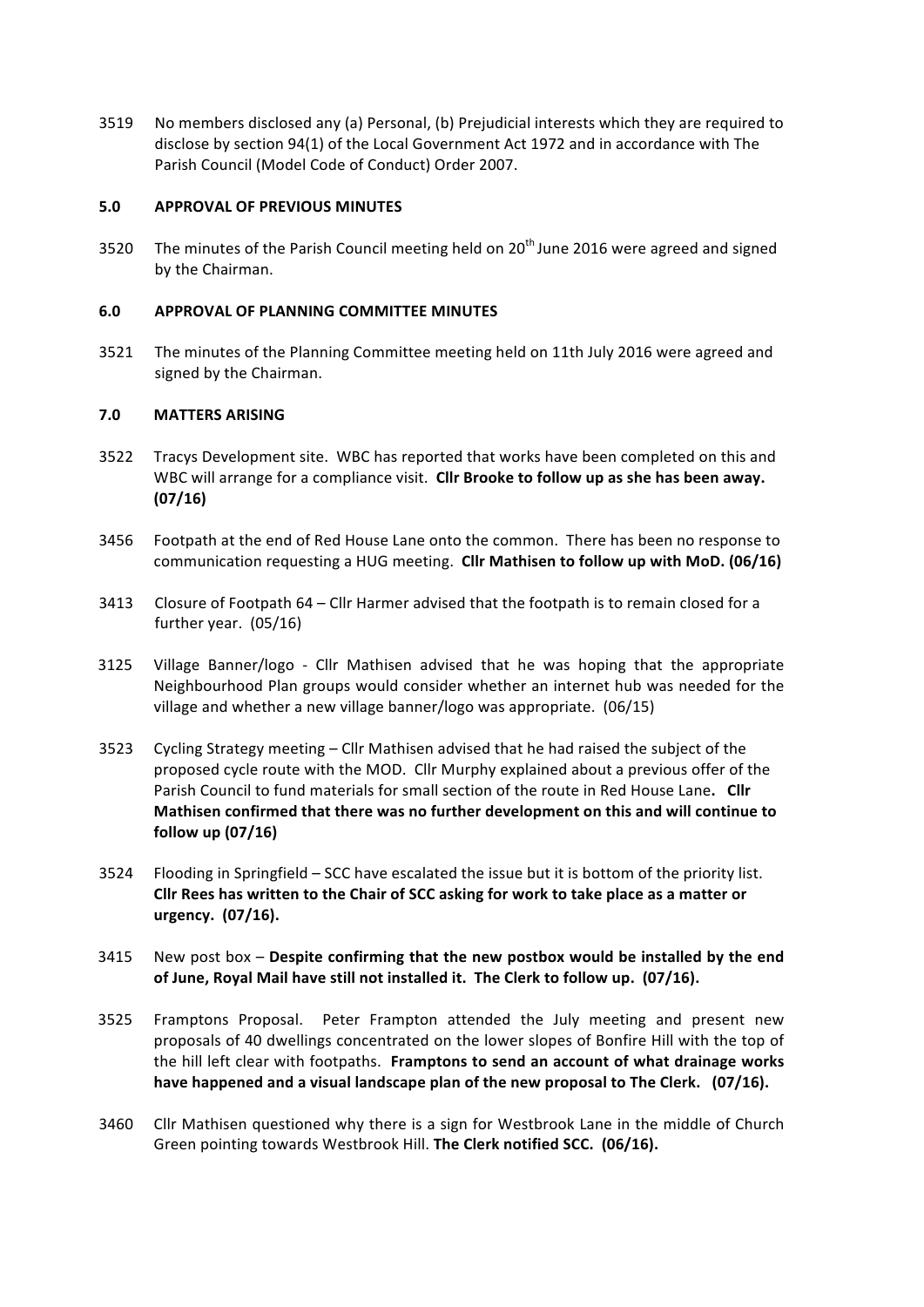3519 No members disclosed any (a) Personal, (b) Prejudicial interests which they are required to disclose by section 94(1) of the Local Government Act 1972 and in accordance with The Parish Council (Model Code of Conduct) Order 2007.

## 5.0 APPROVAL OF PREVIOUS MINUTES

3520 The minutes of the Parish Council meeting held on 20th June 2016 were agreed and signed by the Chairman.

## 6.0 APPROVAL OF PLANNING COMMITTEE MINUTES

3521 The minutes of the Planning Committee meeting held on 11th July 2016 were agreed and signed by the Chairman.

## 7.0 MATTERS ARISING

3522 Tracys Development site. WBC has reported that works have been completed on this and WBC will arrange for a compliance visit. **Cllr Brooke to follow up as she has been away. (07/16)**

3456 Footpath at the end of Red House Lane onto the common. There has been no response to communication requesting a HUG meeting. **Cllr Mathisen to follow up with MoD. (06/16)**

3413 Closure of Footpath 64 – Cllr Harmer advised that the footpath is to remain closed for a further year. (05/16)

3125 Village Banner/logo - Cllr Mathisen advised that he was hoping that the appropriate Neighbourhood Plan groups would consider whether an internet hub was needed for the village and whether a new village banner/logo was appropriate. (06/15)

3523 Cycling Strategy meeting – Cllr Mathisen advised that he had raised the subject of the proposed cycle route with the MOD. Cllr Murphy explained about a previous offer of the Parish Council to fund materials for small section of the route in Red House Lane**. Cllr Mathisen confirmed that there was no further development on this and will continue to follow up (07/16)**

3524 Flooding in Springfield – SCC have escalated the issue but it is bottom of the priority list. **Cllr Rees has written to the Chair of SCC asking for work to take place as a matter or urgency. (07/16).**

3415 New post box – **Despite confirming that the new postbox would be installed by the end of June, Royal Mail have still not installed it. The Clerk to follow up. (07/16).**

3525 Framptons Proposal. Peter Frampton attended the July meeting and present new proposals of 40 dwellings concentrated on the lower slopes of Bonfire Hill with the top of the hill left clear with footpaths. **Framptons to send an account of what drainage works have happened and a visual landscape plan of the new proposal to The Clerk. (07/16).**

3460 Cllr Mathisen questioned why there is a sign for Westbrook Lane in the middle of Church Green pointing towards Westbrook Hill. **The Clerk notified SCC. (06/16).**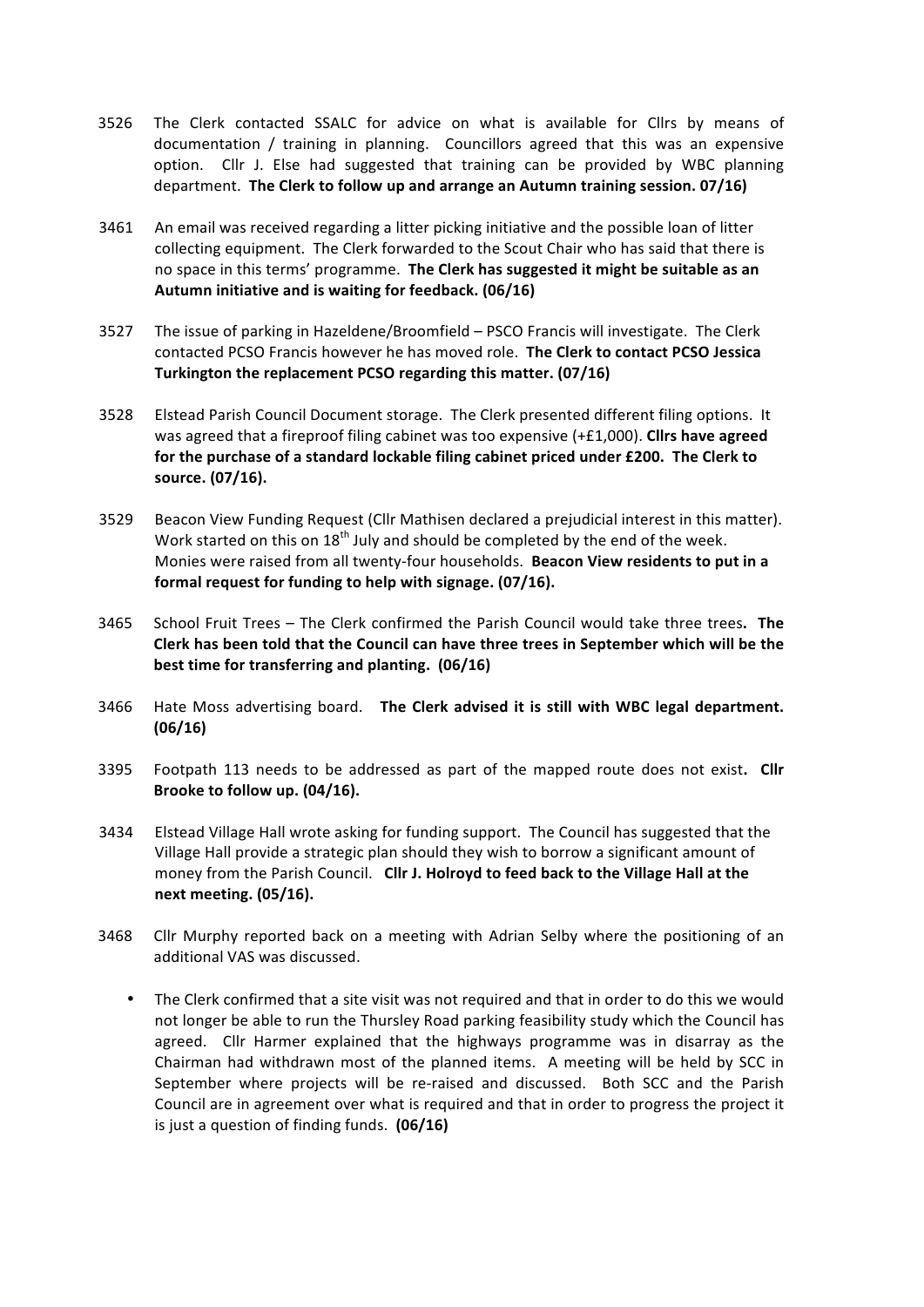3526 The Clerk contacted SSALC for advice on what is available for Cllrs by means of documentation / training in planning. Councillors agreed that this was an expensive option. Cllr J. Else had suggested that training can be provided by WBC planning department. **The Clerk to follow up and arrange an Autumn training session. 07/16)**

3461 An email was received regarding a litter picking initiative and the possible loan of litter collecting equipment. The Clerk forwarded to the Scout Chair who has said that there is no space in this terms' programme. **The Clerk has suggested it might be suitable as an Autumn initiative and is waiting for feedback. (06/16)**

3527 The issue of parking in Hazeldene/Broomfield – PSCO Francis will investigate. The Clerk contacted PCSO Francis however he has moved role. **The Clerk to contact PCSO Jessica Turkington the replacement PCSO regarding this matter. (07/16)**

3528 Elstead Parish Council Document storage. The Clerk presented different filing options. It was agreed that a fireproof filing cabinet was too expensive (+£1,000). **Cllrs have agreed for the purchase of a standard lockable filing cabinet priced under £200. The Clerk to source. (07/16).**

3529 Beacon View Funding Request (Cllr Mathisen declared a prejudicial interest in this matter). Work started on this on 18th July and should be completed by the end of the week. Monies were raised from all twenty-four households. **Beacon View residents to put in a formal request for funding to help with signage. (07/16).**

3465 School Fruit Trees – The Clerk confirmed the Parish Council would take three trees**. The Clerk has been told that the Council can have three trees in September which will be the best time for transferring and planting. (06/16)**

3466 Hate Moss advertising board. **The Clerk advised it is still with WBC legal department. (06/16)**

3395 Footpath 113 needs to be addressed as part of the mapped route does not exist**. Cllr Brooke to follow up. (04/16).**

3434 Elstead Village Hall wrote asking for funding support. The Council has suggested that the Village Hall provide a strategic plan should they wish to borrow a significant amount of money from the Parish Council. **Cllr J. Holroyd to feed back to the Village Hall at the next meeting. (05/16).**

3468 Cllr Murphy reported back on a meeting with Adrian Selby where the positioning of an additional VAS was discussed.

- The Clerk confirmed that a site visit was not required and that in order to do this we would not longer be able to run the Thursley Road parking feasibility study which the Council has agreed. Cllr Harmer explained that the highways programme was in disarray as the Chairman had withdrawn most of the planned items. A meeting will be held by SCC in September where projects will be re-raised and discussed. Both SCC and the Parish Council are in agreement over what is required and that in order to progress the project it is just a question of finding funds. **(06/16)**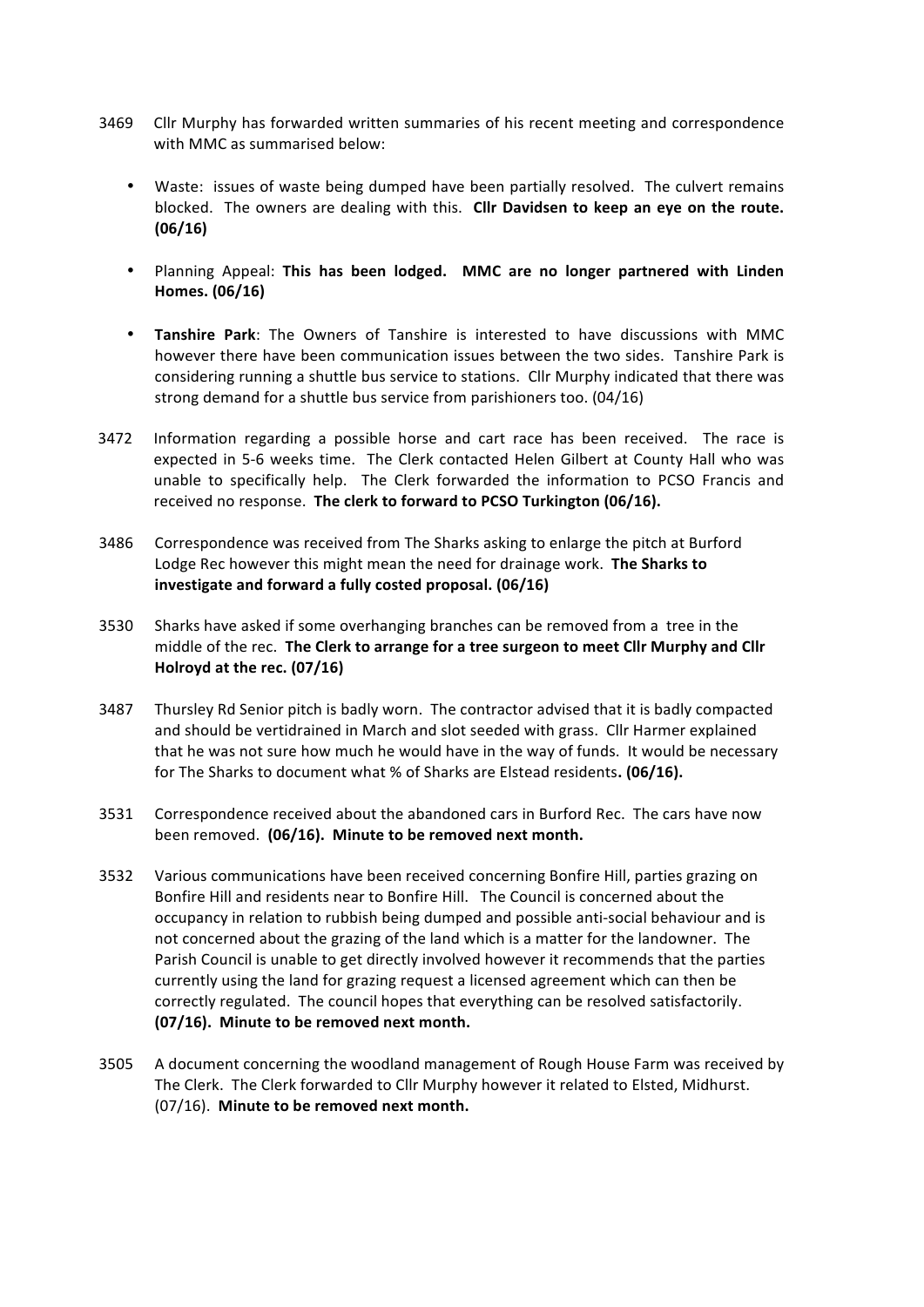3469 Cllr Murphy has forwarded written summaries of his recent meeting and correspondence with MMC as summarised below:

- Waste: issues of waste being dumped have been partially resolved. The culvert remains blocked. The owners are dealing with this. **Cllr Davidsen to keep an eye on the route. (06/16)**

- Planning Appeal: **This has been lodged. MMC are no longer partnered with Linden Homes. (06/16)**

- **Tanshire Park**: The Owners of Tanshire is interested to have discussions with MMC however there have been communication issues between the two sides. Tanshire Park is considering running a shuttle bus service to stations. Cllr Murphy indicated that there was strong demand for a shuttle bus service from parishioners too. (04/16)

3472 Information regarding a possible horse and cart race has been received. The race is expected in 5-6 weeks time. The Clerk contacted Helen Gilbert at County Hall who was unable to specifically help. The Clerk forwarded the information to PCSO Francis and received no response. **The clerk to forward to PCSO Turkington (06/16).**

3486 Correspondence was received from The Sharks asking to enlarge the pitch at Burford Lodge Rec however this might mean the need for drainage work. **The Sharks to investigate and forward a fully costed proposal. (06/16)**

3530 Sharks have asked if some overhanging branches can be removed from a tree in the middle of the rec. **The Clerk to arrange for a tree surgeon to meet Cllr Murphy and Cllr Holroyd at the rec. (07/16)**

3487 Thursley Rd Senior pitch is badly worn. The contractor advised that it is badly compacted and should be vertidrained in March and slot seeded with grass. Cllr Harmer explained that he was not sure how much he would have in the way of funds. It would be necessary for The Sharks to document what % of Sharks are Elstead residents**. (06/16).**

3531 Correspondence received about the abandoned cars in Burford Rec. The cars have now been removed. **(06/16). Minute to be removed next month.**

3532 Various communications have been received concerning Bonfire Hill, parties grazing on Bonfire Hill and residents near to Bonfire Hill. The Council is concerned about the occupancy in relation to rubbish being dumped and possible anti-social behaviour and is not concerned about the grazing of the land which is a matter for the landowner. The Parish Council is unable to get directly involved however it recommends that the parties currently using the land for grazing request a licensed agreement which can then be correctly regulated. The council hopes that everything can be resolved satisfactorily. **(07/16). Minute to be removed next month.**

3505 A document concerning the woodland management of Rough House Farm was received by The Clerk. The Clerk forwarded to Cllr Murphy however it related to Elsted, Midhurst. (07/16). **Minute to be removed next month.**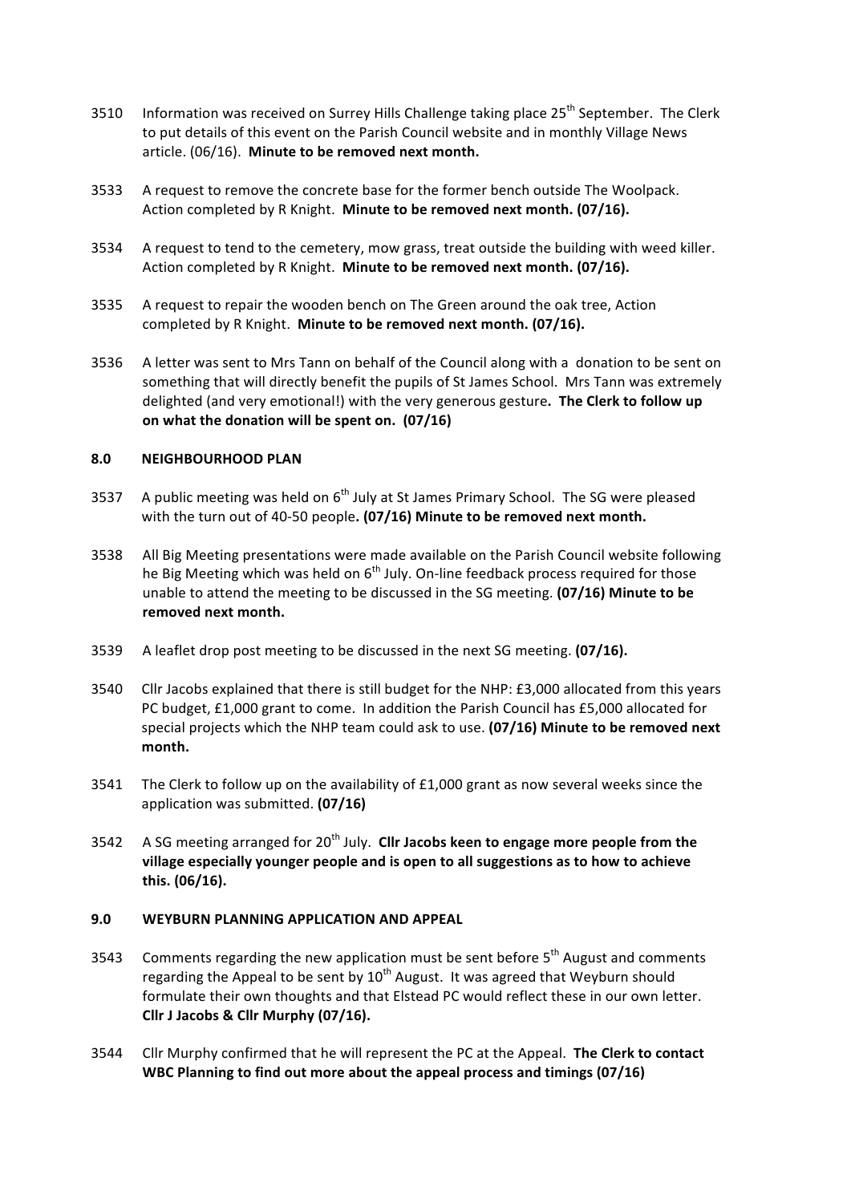3510 Information was received on Surrey Hills Challenge taking place 25th September. The Clerk to put details of this event on the Parish Council website and in monthly Village News article. (06/16). **Minute to be removed next month.**

3533 A request to remove the concrete base for the former bench outside The Woolpack. Action completed by R Knight. **Minute to be removed next month. (07/16).**

3534 A request to tend to the cemetery, mow grass, treat outside the building with weed killer. Action completed by R Knight. **Minute to be removed next month. (07/16).**

3535 A request to repair the wooden bench on The Green around the oak tree, Action completed by R Knight. **Minute to be removed next month. (07/16).**

3536 A letter was sent to Mrs Tann on behalf of the Council along with a donation to be sent on something that will directly benefit the pupils of St James School. Mrs Tann was extremely delighted (and very emotional!) with the very generous gesture**. The Clerk to follow up on what the donation will be spent on. (07/16)**

## 8.0 NEIGHBOURHOOD PLAN

3537 A public meeting was held on 6th July at St James Primary School. The SG were pleased with the turn out of 40-50 people**. (07/16) Minute to be removed next month.**

3538 All Big Meeting presentations were made available on the Parish Council website following he Big Meeting which was held on 6th July. On-line feedback process required for those unable to attend the meeting to be discussed in the SG meeting. **(07/16) Minute to be removed next month.**

3539 A leaflet drop post meeting to be discussed in the next SG meeting. **(07/16).**

3540 Cllr Jacobs explained that there is still budget for the NHP: £3,000 allocated from this years PC budget, £1,000 grant to come. In addition the Parish Council has £5,000 allocated for special projects which the NHP team could ask to use. **(07/16) Minute to be removed next month.**

3541 The Clerk to follow up on the availability of £1,000 grant as now several weeks since the application was submitted. **(07/16)**

3542 A SG meeting arranged for 20th July. **Cllr Jacobs keen to engage more people from the village especially younger people and is open to all suggestions as to how to achieve this. (06/16).**

## 9.0 WEYBURN PLANNING APPLICATION AND APPEAL

3543 Comments regarding the new application must be sent before 5th August and comments regarding the Appeal to be sent by 10th August. It was agreed that Weyburn should formulate their own thoughts and that Elstead PC would reflect these in our own letter. **Cllr J Jacobs & Cllr Murphy (07/16).**

3544 Cllr Murphy confirmed that he will represent the PC at the Appeal. **The Clerk to contact WBC Planning to find out more about the appeal process and timings (07/16)**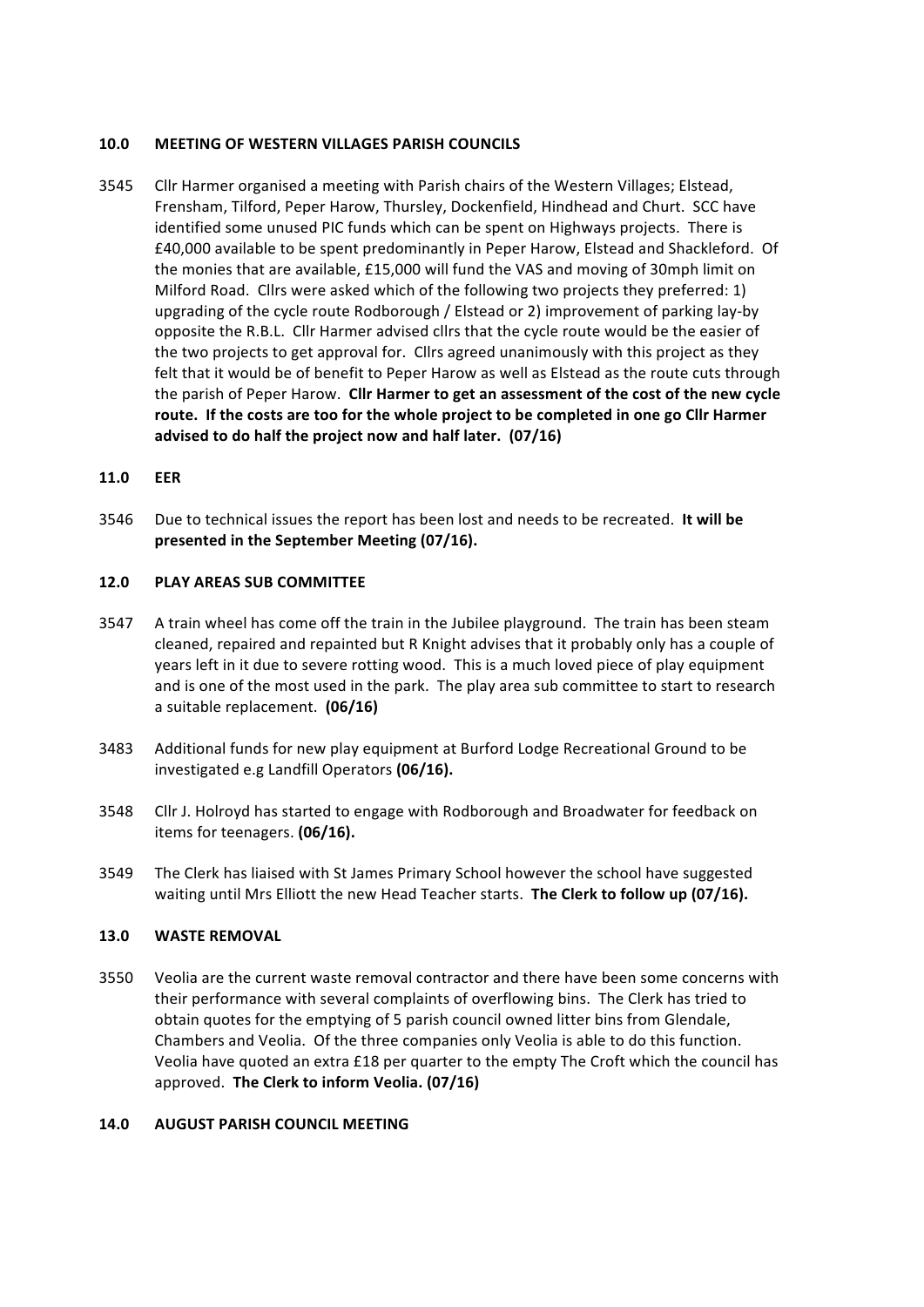## 10.0 MEETING OF WESTERN VILLAGES PARISH COUNCILS

3545 Cllr Harmer organised a meeting with Parish chairs of the Western Villages; Elstead, Frensham, Tilford, Peper Harow, Thursley, Dockenfield, Hindhead and Churt. SCC have identified some unused PIC funds which can be spent on Highways projects. There is £40,000 available to be spent predominantly in Peper Harow, Elstead and Shackleford. Of the monies that are available, £15,000 will fund the VAS and moving of 30mph limit on Milford Road. Cllrs were asked which of the following two projects they preferred: 1) upgrading of the cycle route Rodborough / Elstead or 2) improvement of parking lay-by opposite the R.B.L. Cllr Harmer advised cllrs that the cycle route would be the easier of the two projects to get approval for. Cllrs agreed unanimously with this project as they felt that it would be of benefit to Peper Harow as well as Elstead as the route cuts through the parish of Peper Harow. **Cllr Harmer to get an assessment of the cost of the new cycle route. If the costs are too for the whole project to be completed in one go Cllr Harmer advised to do half the project now and half later. (07/16)**

## 11.0 EER

3546 Due to technical issues the report has been lost and needs to be recreated. **It will be presented in the September Meeting (07/16).**

## 12.0 PLAY AREAS SUB COMMITTEE

3547 A train wheel has come off the train in the Jubilee playground. The train has been steam cleaned, repaired and repainted but R Knight advises that it probably only has a couple of years left in it due to severe rotting wood. This is a much loved piece of play equipment and is one of the most used in the park. The play area sub committee to start to research a suitable replacement. **(06/16)**

3483 Additional funds for new play equipment at Burford Lodge Recreational Ground to be investigated e.g Landfill Operators **(06/16).**

3548 Cllr J. Holroyd has started to engage with Rodborough and Broadwater for feedback on items for teenagers. **(06/16).**

3549 The Clerk has liaised with St James Primary School however the school have suggested waiting until Mrs Elliott the new Head Teacher starts. **The Clerk to follow up (07/16).**

## 13.0 WASTE REMOVAL

3550 Veolia are the current waste removal contractor and there have been some concerns with their performance with several complaints of overflowing bins. The Clerk has tried to obtain quotes for the emptying of 5 parish council owned litter bins from Glendale, Chambers and Veolia. Of the three companies only Veolia is able to do this function. Veolia have quoted an extra £18 per quarter to the empty The Croft which the council has approved. **The Clerk to inform Veolia. (07/16)**

## 14.0 AUGUST PARISH COUNCIL MEETING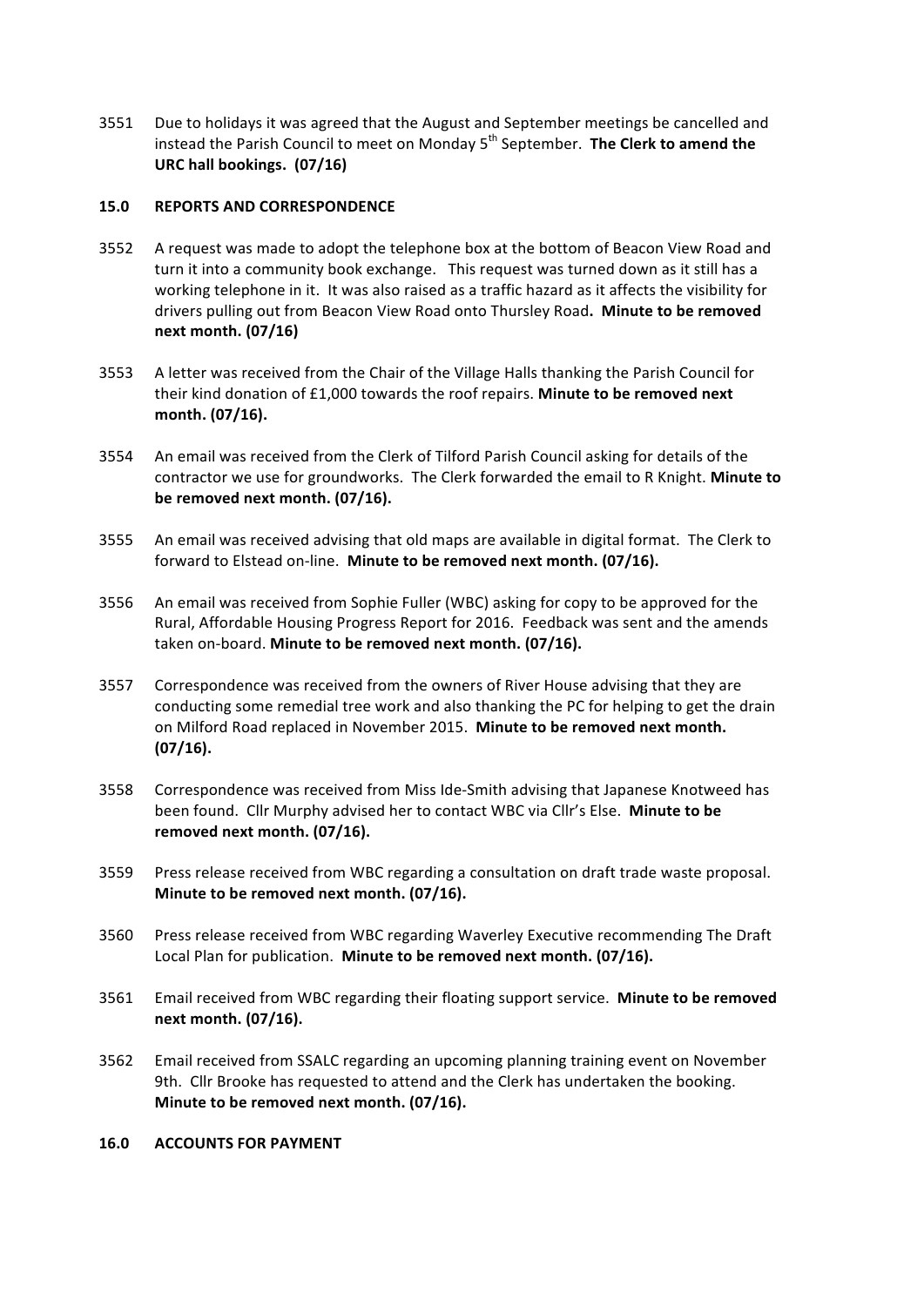3551 Due to holidays it was agreed that the August and September meetings be cancelled and instead the Parish Council to meet on Monday 5th September. **The Clerk to amend the URC hall bookings. (07/16)**

## 15.0 REPORTS AND CORRESPONDENCE

3552 A request was made to adopt the telephone box at the bottom of Beacon View Road and turn it into a community book exchange. This request was turned down as it still has a working telephone in it. It was also raised as a traffic hazard as it affects the visibility for drivers pulling out from Beacon View Road onto Thursley Road**. Minute to be removed next month. (07/16)**

3553 A letter was received from the Chair of the Village Halls thanking the Parish Council for their kind donation of £1,000 towards the roof repairs. **Minute to be removed next month. (07/16).**

3554 An email was received from the Clerk of Tilford Parish Council asking for details of the contractor we use for groundworks. The Clerk forwarded the email to R Knight. **Minute to be removed next month. (07/16).**

3555 An email was received advising that old maps are available in digital format. The Clerk to forward to Elstead on-line. **Minute to be removed next month. (07/16).**

3556 An email was received from Sophie Fuller (WBC) asking for copy to be approved for the Rural, Affordable Housing Progress Report for 2016. Feedback was sent and the amends taken on-board. **Minute to be removed next month. (07/16).**

3557 Correspondence was received from the owners of River House advising that they are conducting some remedial tree work and also thanking the PC for helping to get the drain on Milford Road replaced in November 2015. **Minute to be removed next month. (07/16).**

3558 Correspondence was received from Miss Ide-Smith advising that Japanese Knotweed has been found. Cllr Murphy advised her to contact WBC via Cllr's Else. **Minute to be removed next month. (07/16).**

3559 Press release received from WBC regarding a consultation on draft trade waste proposal. **Minute to be removed next month. (07/16).**

3560 Press release received from WBC regarding Waverley Executive recommending The Draft Local Plan for publication. **Minute to be removed next month. (07/16).**

3561 Email received from WBC regarding their floating support service. **Minute to be removed next month. (07/16).**

3562 Email received from SSALC regarding an upcoming planning training event on November 9th. Cllr Brooke has requested to attend and the Clerk has undertaken the booking. **Minute to be removed next month. (07/16).**

## 16.0 ACCOUNTS FOR PAYMENT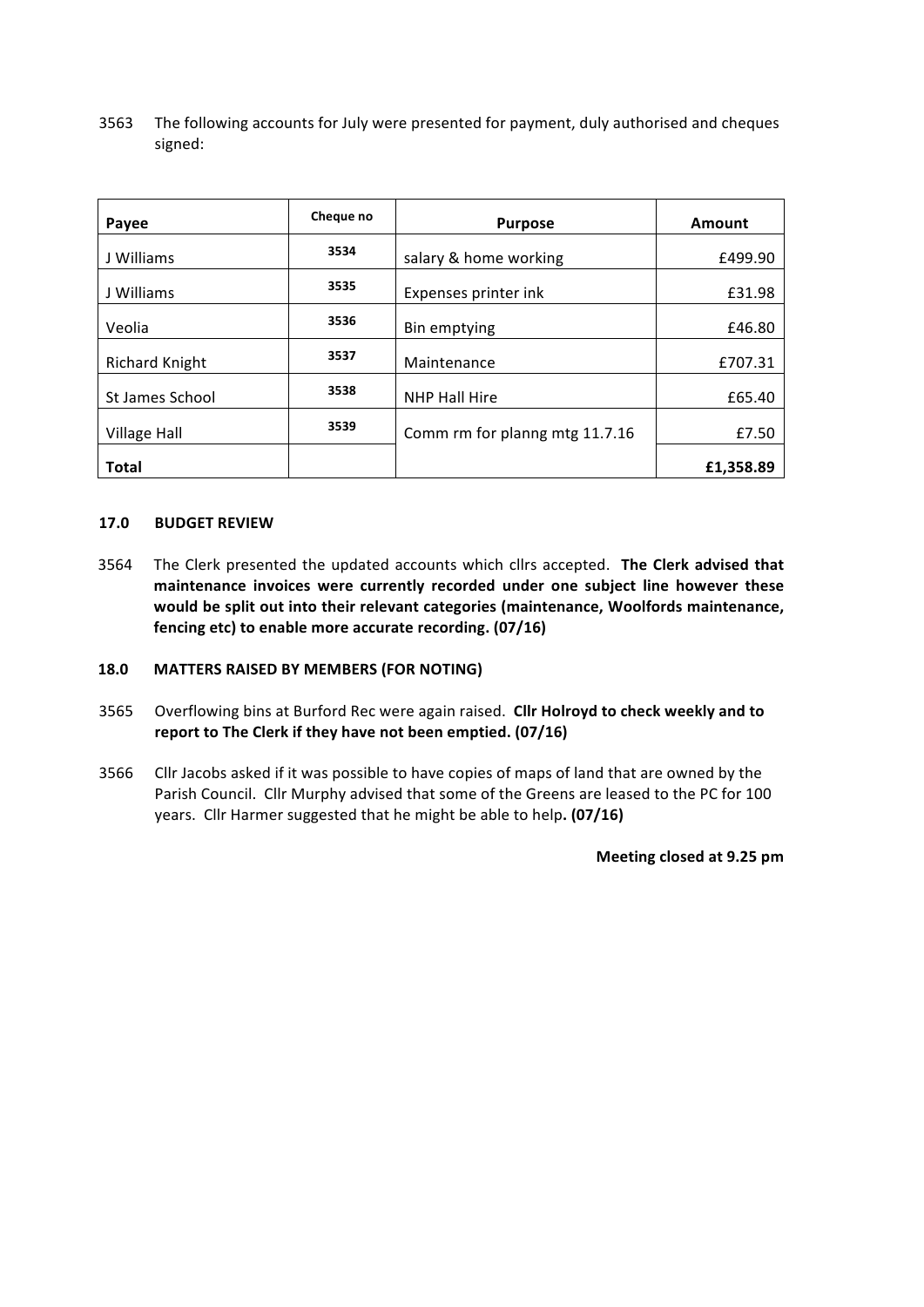3563 The following accounts for July were presented for payment, duly authorised and cheques signed:

| Payee | Cheque no | Purpose | Amount |
|---|---|---|---|
| J Williams | 3534 | salary & home working | £499.90 |
| J Williams | 3535 | Expenses printer ink | £31.98 |
| Veolia | 3536 | Bin emptying | £46.80 |
| Richard Knight | 3537 | Maintenance | £707.31 |
| St James School | 3538 | NHP Hall Hire | £65.40 |
| Village Hall | 3539 | Comm rm for planng mtg 11.7.16 | £7.50 |
| **Total** | | | **£1,358.89** |

### 17.0 BUDGET REVIEW

3564 The Clerk presented the updated accounts which cllrs accepted. **The Clerk advised that maintenance invoices were currently recorded under one subject line however these would be split out into their relevant categories (maintenance, Woolfords maintenance, fencing etc) to enable more accurate recording. (07/16)**

### 18.0 MATTERS RAISED BY MEMBERS (FOR NOTING)

3565 Overflowing bins at Burford Rec were again raised. **Cllr Holroyd to check weekly and to report to The Clerk if they have not been emptied. (07/16)**

3566 Cllr Jacobs asked if it was possible to have copies of maps of land that are owned by the Parish Council. Cllr Murphy advised that some of the Greens are leased to the PC for 100 years. Cllr Harmer suggested that he might be able to help**. (07/16)**

**Meeting closed at 9.25 pm**